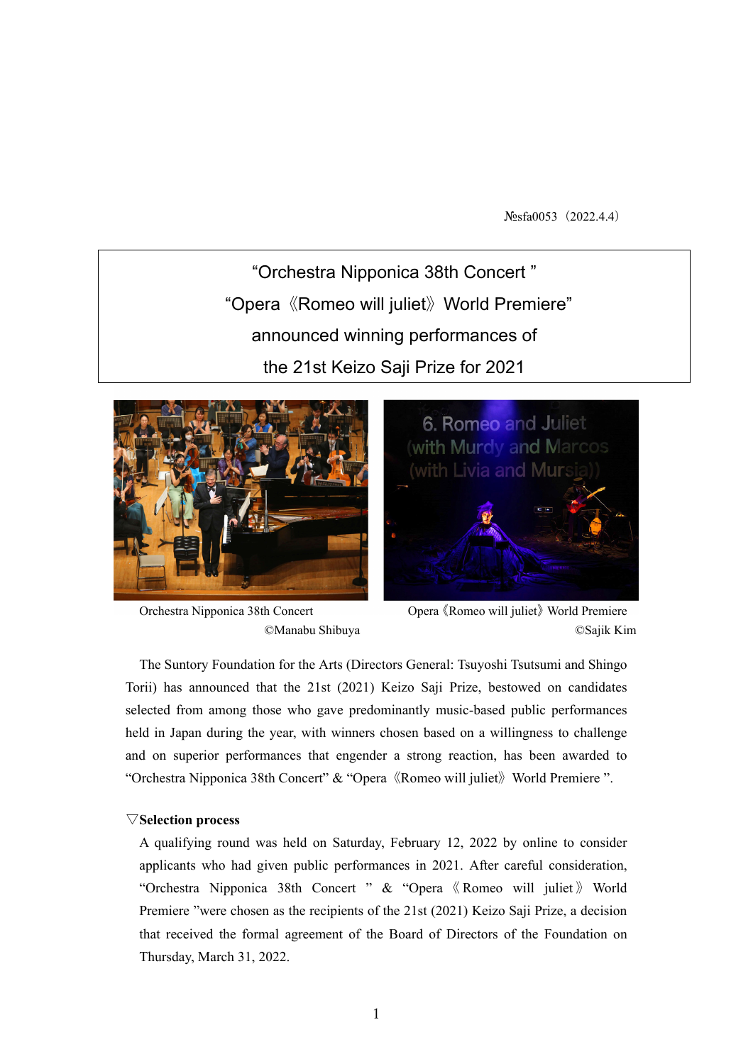№sfa0053（2022.4.4）

# "Orchestra Nipponica 38th Concert "
# "Opera《Romeo will juliet》World Premiere"
# announced winning performances of
# the 21st Keizo Saji Prize for 2021

Orchestra Nipponica 38th Concert
©Manabu Shibuya

Opera《Romeo will juliet》World Premiere
©Sajik Kim

The Suntory Foundation for the Arts (Directors General: Tsuyoshi Tsutsumi and Shingo Torii) has announced that the 21st (2021) Keizo Saji Prize, bestowed on candidates selected from among those who gave predominantly music-based public performances held in Japan during the year, with winners chosen based on a willingness to challenge and on superior performances that engender a strong reaction, has been awarded to "Orchestra Nipponica 38th Concert" & "Opera《Romeo will juliet》World Premiere ".

**▽Selection process**

A qualifying round was held on Saturday, February 12, 2022 by online to consider applicants who had given public performances in 2021. After careful consideration, "Orchestra Nipponica 38th Concert " & "Opera《Romeo will juliet》World Premiere "were chosen as the recipients of the 21st (2021) Keizo Saji Prize, a decision that received the formal agreement of the Board of Directors of the Foundation on Thursday, March 31, 2022.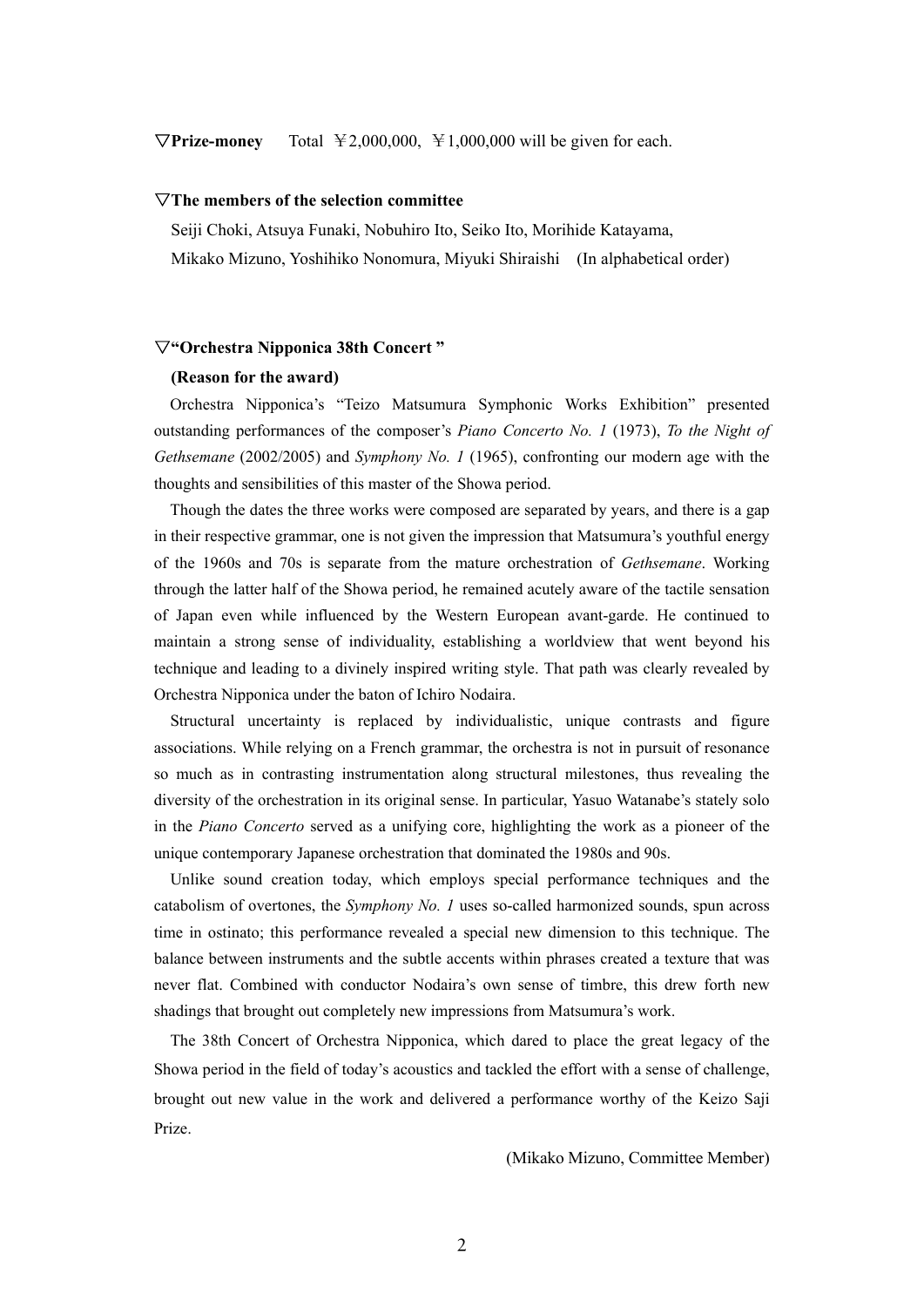▽**Prize-money**　Total ￥2,000,000, ￥1,000,000 will be given for each.

▽**The members of the selection committee**

Seiji Choki, Atsuya Funaki, Nobuhiro Ito, Seiko Ito, Morihide Katayama, Mikako Mizuno, Yoshihiko Nonomura, Miyuki Shiraishi　(In alphabetical order)

▽**"Orchestra Nipponica 38th Concert "**

**(Reason for the award)**

Orchestra Nipponica's "Teizo Matsumura Symphonic Works Exhibition" presented outstanding performances of the composer's *Piano Concerto No. 1* (1973), *To the Night of Gethsemane* (2002/2005) and *Symphony No. 1* (1965), confronting our modern age with the thoughts and sensibilities of this master of the Showa period.

Though the dates the three works were composed are separated by years, and there is a gap in their respective grammar, one is not given the impression that Matsumura's youthful energy of the 1960s and 70s is separate from the mature orchestration of *Gethsemane*. Working through the latter half of the Showa period, he remained acutely aware of the tactile sensation of Japan even while influenced by the Western European avant-garde. He continued to maintain a strong sense of individuality, establishing a worldview that went beyond his technique and leading to a divinely inspired writing style. That path was clearly revealed by Orchestra Nipponica under the baton of Ichiro Nodaira.

Structural uncertainty is replaced by individualistic, unique contrasts and figure associations. While relying on a French grammar, the orchestra is not in pursuit of resonance so much as in contrasting instrumentation along structural milestones, thus revealing the diversity of the orchestration in its original sense. In particular, Yasuo Watanabe's stately solo in the *Piano Concerto* served as a unifying core, highlighting the work as a pioneer of the unique contemporary Japanese orchestration that dominated the 1980s and 90s.

Unlike sound creation today, which employs special performance techniques and the catabolism of overtones, the *Symphony No. 1* uses so-called harmonized sounds, spun across time in ostinato; this performance revealed a special new dimension to this technique. The balance between instruments and the subtle accents within phrases created a texture that was never flat. Combined with conductor Nodaira's own sense of timbre, this drew forth new shadings that brought out completely new impressions from Matsumura's work.

The 38th Concert of Orchestra Nipponica, which dared to place the great legacy of the Showa period in the field of today's acoustics and tackled the effort with a sense of challenge, brought out new value in the work and delivered a performance worthy of the Keizo Saji Prize.

(Mikako Mizuno, Committee Member)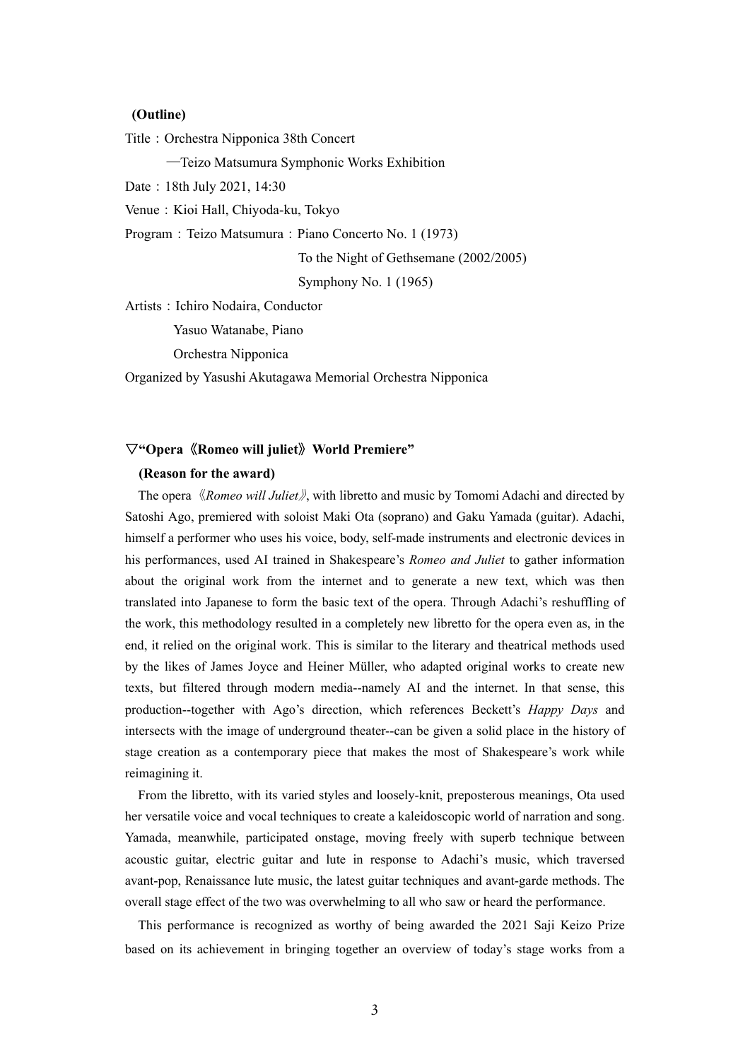**(Outline)**

Title：Orchestra Nipponica 38th Concert

—Teizo Matsumura Symphonic Works Exhibition

Date：18th July 2021, 14:30

Venue：Kioi Hall, Chiyoda-ku, Tokyo

Program：Teizo Matsumura：Piano Concerto No. 1 (1973)

To the Night of Gethsemane (2002/2005)

Symphony No. 1 (1965)

Artists：Ichiro Nodaira, Conductor

Yasuo Watanabe, Piano

Orchestra Nipponica

Organized by Yasushi Akutagawa Memorial Orchestra Nipponica

**▽"Opera《Romeo will juliet》World Premiere"**

**(Reason for the award)**

The opera《*Romeo will Juliet*》, with libretto and music by Tomomi Adachi and directed by Satoshi Ago, premiered with soloist Maki Ota (soprano) and Gaku Yamada (guitar). Adachi, himself a performer who uses his voice, body, self-made instruments and electronic devices in his performances, used AI trained in Shakespeare's *Romeo and Juliet* to gather information about the original work from the internet and to generate a new text, which was then translated into Japanese to form the basic text of the opera. Through Adachi's reshuffling of the work, this methodology resulted in a completely new libretto for the opera even as, in the end, it relied on the original work. This is similar to the literary and theatrical methods used by the likes of James Joyce and Heiner Müller, who adapted original works to create new texts, but filtered through modern media--namely AI and the internet. In that sense, this production--together with Ago's direction, which references Beckett's *Happy Days* and intersects with the image of underground theater--can be given a solid place in the history of stage creation as a contemporary piece that makes the most of Shakespeare's work while reimagining it.

From the libretto, with its varied styles and loosely-knit, preposterous meanings, Ota used her versatile voice and vocal techniques to create a kaleidoscopic world of narration and song. Yamada, meanwhile, participated onstage, moving freely with superb technique between acoustic guitar, electric guitar and lute in response to Adachi's music, which traversed avant-pop, Renaissance lute music, the latest guitar techniques and avant-garde methods. The overall stage effect of the two was overwhelming to all who saw or heard the performance.

This performance is recognized as worthy of being awarded the 2021 Saji Keizo Prize based on its achievement in bringing together an overview of today's stage works from a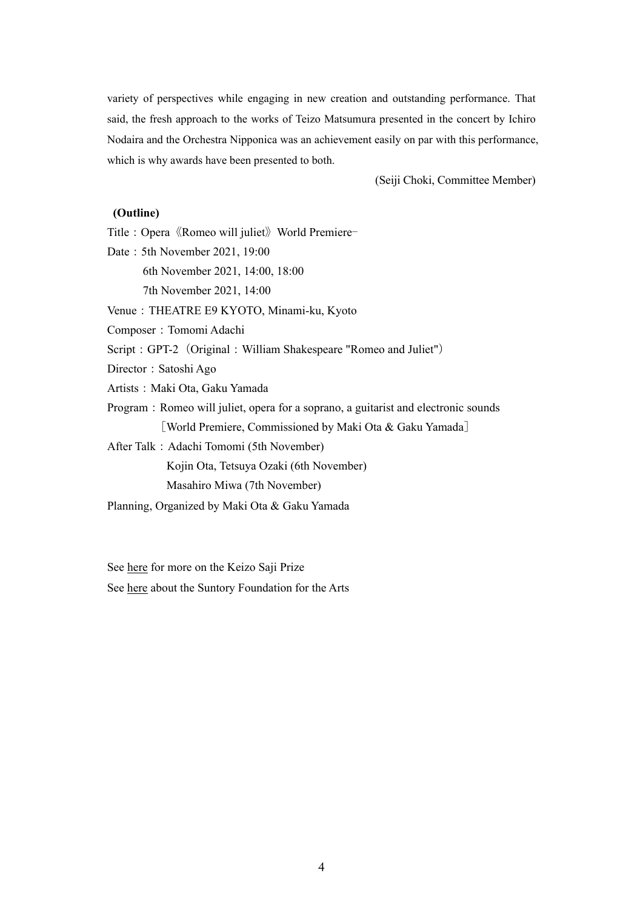variety of perspectives while engaging in new creation and outstanding performance. That said, the fresh approach to the works of Teizo Matsumura presented in the concert by Ichiro Nodaira and the Orchestra Nipponica was an achievement easily on par with this performance, which is why awards have been presented to both.

(Seiji Choki, Committee Member)

**(Outline)**

Title：Opera《Romeo will juliet》World Premiere−

Date：5th November 2021, 19:00
 6th November 2021, 14:00, 18:00
 7th November 2021, 14:00

Venue：THEATRE E9 KYOTO, Minami-ku, Kyoto

Composer：Tomomi Adachi

Script：GPT-2（Original：William Shakespeare "Romeo and Juliet"）

Director：Satoshi Ago

Artists：Maki Ota, Gaku Yamada

Program：Romeo will juliet, opera for a soprano, a guitarist and electronic sounds
［World Premiere, Commissioned by Maki Ota & Gaku Yamada］

After Talk：Adachi Tomomi (5th November)
 Kojin Ota, Tetsuya Ozaki (6th November)
 Masahiro Miwa (7th November)

Planning, Organized by Maki Ota & Gaku Yamada

See here for more on the Keizo Saji Prize

See here about the Suntory Foundation for the Arts